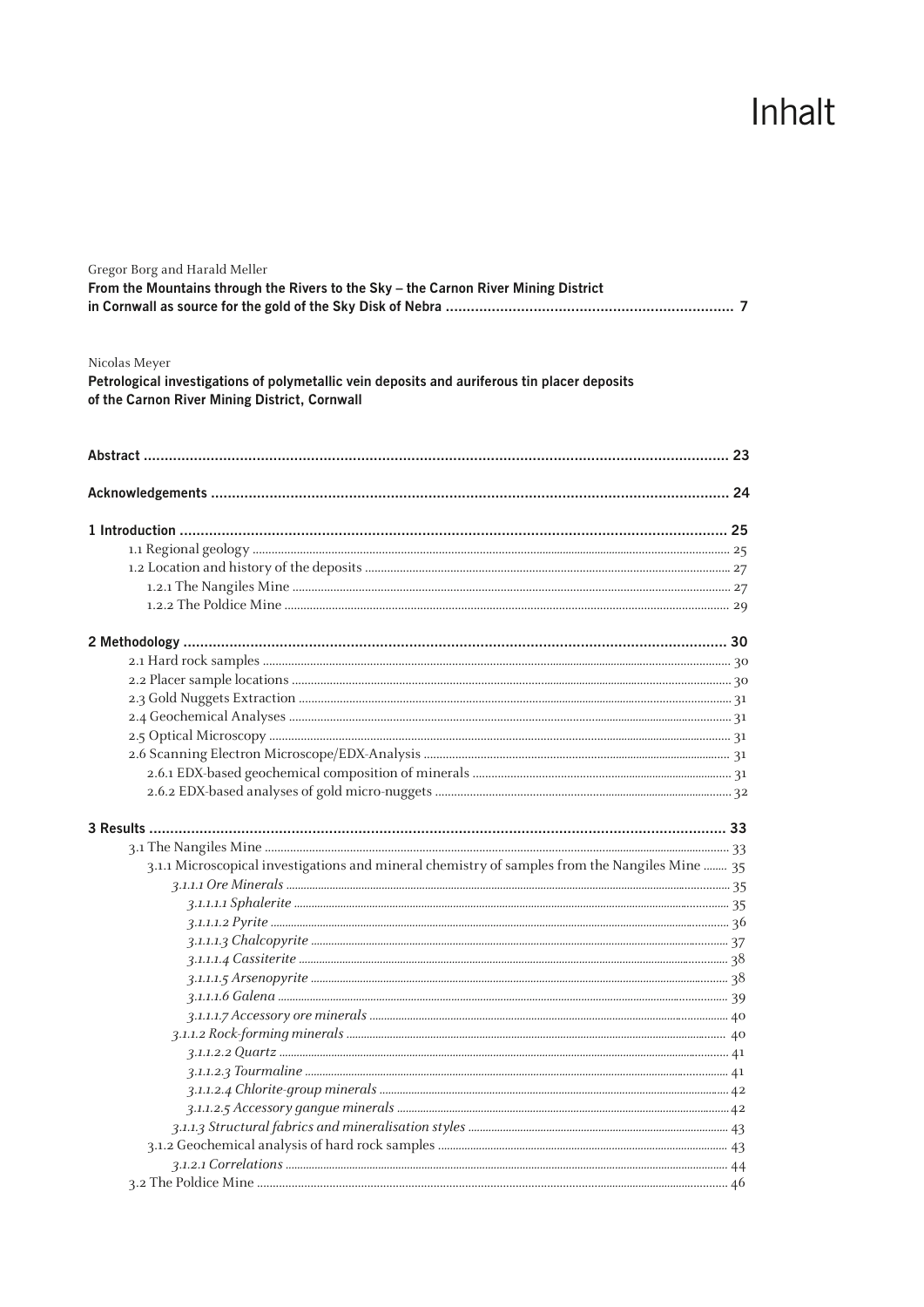# Inhalt

Gregor Borg and Harald Meller

**From the Mountains through the Rivers to the Sky – the Carnon River Mining District in Cornwall as source for the gold of the Sky Disk of Nebra ..................... 7**

Nicolas Meyer

**Petrological investigations of polymetallic vein deposits and auriferous tin placer deposits of the Carnon River Mining District, Cornwall**

**Abstract ..................... 23**

**Acknowledgements ..................... 24**

**1 Introduction ..................... 25**

1.1 Regional geology ..................... 25
1.2 Location and history of the deposits ..................... 27
1.2.1 The Nangiles Mine ..................... 27
1.2.2 The Poldice Mine ..................... 29

**2 Methodology ..................... 30**

2.1 Hard rock samples ..................... 30
2.2 Placer sample locations ..................... 30
2.3 Gold Nuggets Extraction ..................... 31
2.4 Geochemical Analyses ..................... 31
2.5 Optical Microscopy ..................... 31
2.6 Scanning Electron Microscope/EDX-Analysis ..................... 31
2.6.1 EDX-based geochemical composition of minerals ..................... 31
2.6.2 EDX-based analyses of gold micro-nuggets ..................... 32

**3 Results ..................... 33**

3.1 The Nangiles Mine ..................... 33
3.1.1 Microscopical investigations and mineral chemistry of samples from the Nangiles Mine ..................... 35
*3.1.1.1 Ore Minerals* ..................... 35
*3.1.1.1.1 Sphalerite* ..................... 35
*3.1.1.1.2 Pyrite* ..................... 36
*3.1.1.1.3 Chalcopyrite* ..................... 37
*3.1.1.1.4 Cassiterite* ..................... 38
*3.1.1.1.5 Arsenopyrite* ..................... 38
*3.1.1.1.6 Galena* ..................... 39
*3.1.1.1.7 Accessory ore minerals* ..................... 40
*3.1.1.2 Rock-forming minerals* ..................... 40
*3.1.1.2.2 Quartz* ..................... 41
*3.1.1.2.3 Tourmaline* ..................... 41
*3.1.1.2.4 Chlorite-group minerals* ..................... 42
*3.1.1.2.5 Accessory gangue minerals* ..................... 42
*3.1.1.3 Structural fabrics and mineralisation styles* ..................... 43
3.1.2 Geochemical analysis of hard rock samples ..................... 43
*3.1.2.1 Correlations* ..................... 44
3.2 The Poldice Mine ..................... 46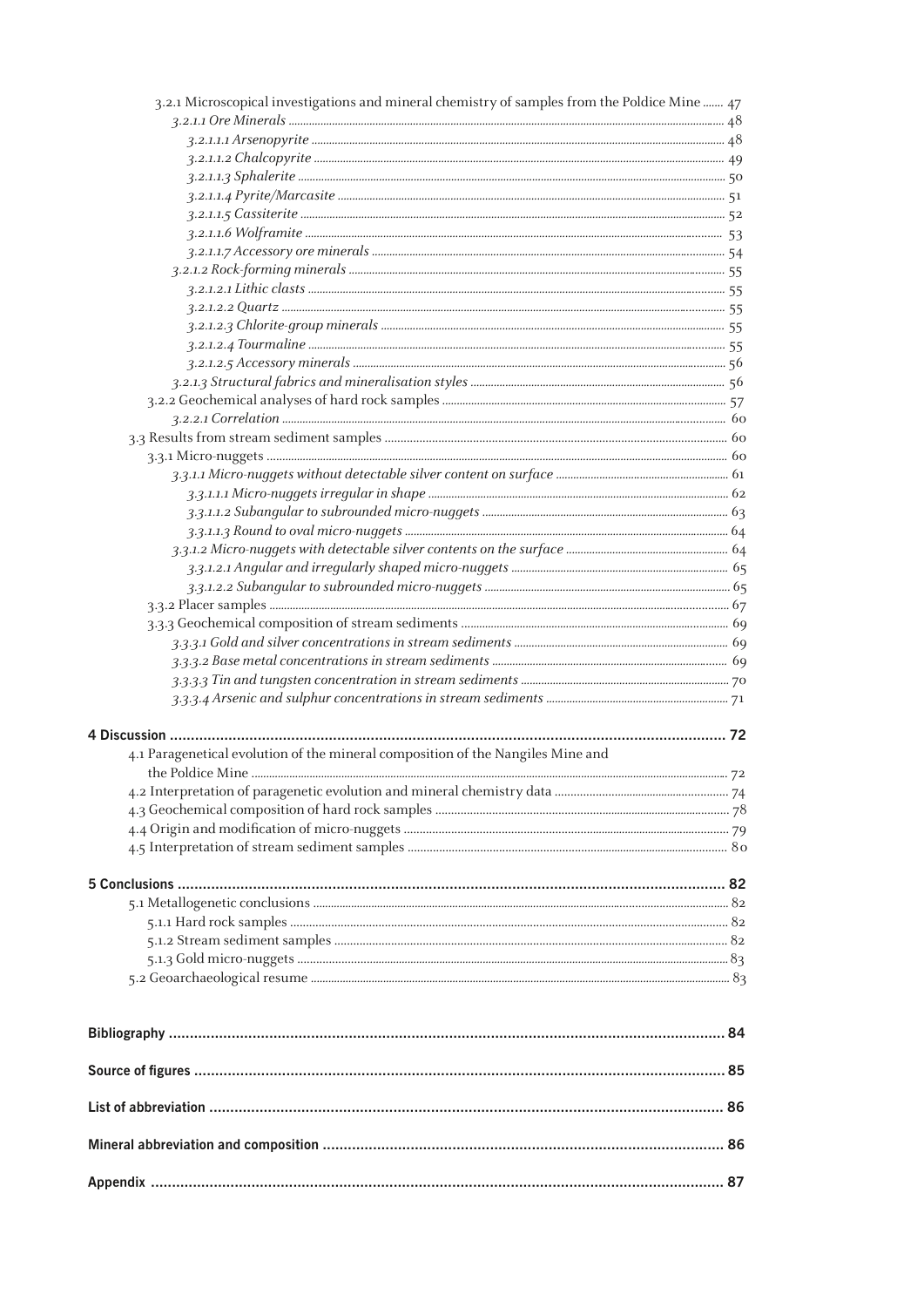3.2.1 Microscopical investigations and mineral chemistry of samples from the Poldice Mine ....... 47

*3.2.1.1 Ore Minerals* ....... 48

*3.2.1.1.1 Arsenopyrite* ....... 48

*3.2.1.1.2 Chalcopyrite* ....... 49

*3.2.1.1.3 Sphalerite* ....... 50

*3.2.1.1.4 Pyrite/Marcasite* ....... 51

*3.2.1.1.5 Cassiterite* ....... 52

*3.2.1.1.6 Wolframite* ....... 53

*3.2.1.1.7 Accessory ore minerals* ....... 54

*3.2.1.2 Rock-forming minerals* ....... 55

*3.2.1.2.1 Lithic clasts* ....... 55

*3.2.1.2.2 Quartz* ....... 55

*3.2.1.2.3 Chlorite-group minerals* ....... 55

*3.2.1.2.4 Tourmaline* ....... 55

*3.2.1.2.5 Accessory minerals* ....... 56

*3.2.1.3 Structural fabrics and mineralisation styles* ....... 56

3.2.2 Geochemical analyses of hard rock samples ....... 57

*3.2.2.1 Correlation* ....... 60

3.3 Results from stream sediment samples ....... 60

3.3.1 Micro-nuggets ....... 60

*3.3.1.1 Micro-nuggets without detectable silver content on surface* ....... 61

*3.3.1.1.1 Micro-nuggets irregular in shape* ....... 62

*3.3.1.1.2 Subangular to subrounded micro-nuggets* ....... 63

*3.3.1.1.3 Round to oval micro-nuggets* ....... 64

*3.3.1.2 Micro-nuggets with detectable silver contents on the surface* ....... 64

*3.3.1.2.1 Angular and irregularly shaped micro-nuggets* ....... 65

*3.3.1.2.2 Subangular to subrounded micro-nuggets* ....... 65

3.3.2 Placer samples ....... 67

3.3.3 Geochemical composition of stream sediments ....... 69

*3.3.3.1 Gold and silver concentrations in stream sediments* ....... 69

*3.3.3.2 Base metal concentrations in stream sediments* ....... 69

*3.3.3.3 Tin and tungsten concentration in stream sediments* ....... 70

*3.3.3.4 Arsenic and sulphur concentrations in stream sediments* ....... 71

**4 Discussion ....... 72**

4.1 Paragenetical evolution of the mineral composition of the Nangiles Mine and the Poldice Mine ....... 72

4.2 Interpretation of paragenetic evolution and mineral chemistry data ....... 74

4.3 Geochemical composition of hard rock samples ....... 78

4.4 Origin and modification of micro-nuggets ....... 79

4.5 Interpretation of stream sediment samples ....... 80

**5 Conclusions ....... 82**

5.1 Metallogenetic conclusions ....... 82

5.1.1 Hard rock samples ....... 82

5.1.2 Stream sediment samples ....... 82

5.1.3 Gold micro-nuggets ....... 83

5.2 Geoarchaeological resume ....... 83

**Bibliography ....... 84**

**Source of figures ....... 85**

**List of abbreviation ....... 86**

**Mineral abbreviation and composition ....... 86**

**Appendix ....... 87**